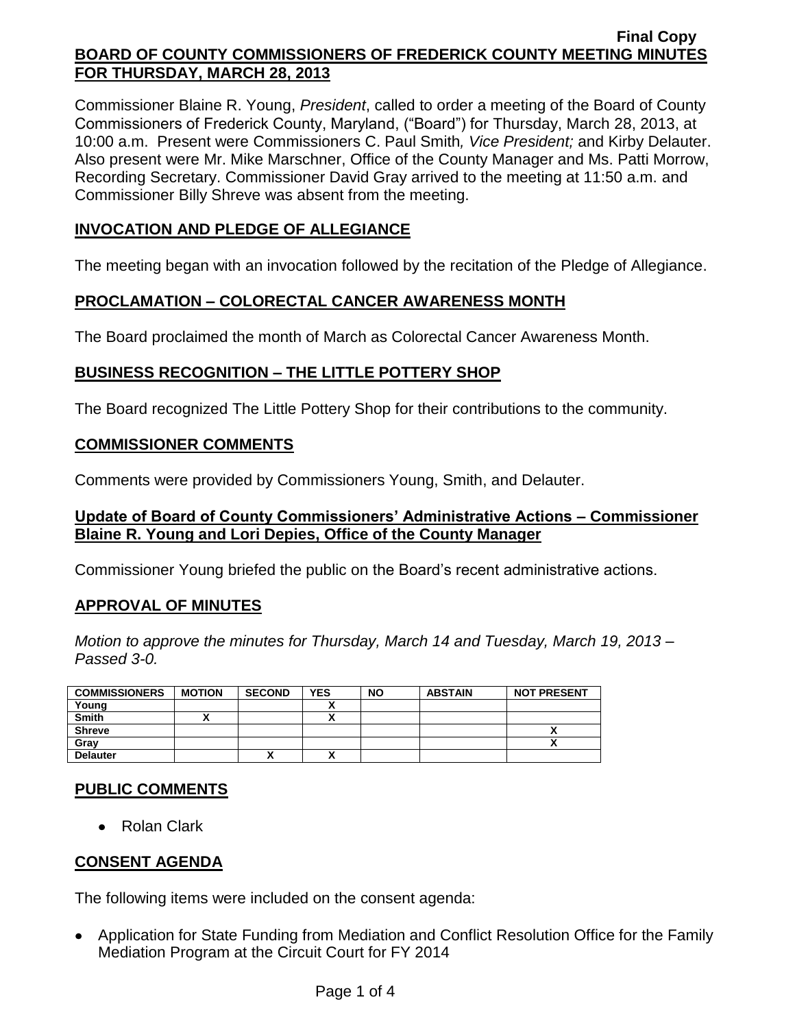**Final Copy**

**BOARD OF COUNTY COMMISSIONERS OF FREDERICK COUNTY MEETING MINUTES FOR THURSDAY, MARCH 28, 2013**

Commissioner Blaine R. Young, *President*, called to order a meeting of the Board of County Commissioners of Frederick County, Maryland, ("Board") for Thursday, March 28, 2013, at 10:00 a.m. Present were Commissioners C. Paul Smith*, Vice President;* and Kirby Delauter. Also present were Mr. Mike Marschner, Office of the County Manager and Ms. Patti Morrow, Recording Secretary. Commissioner David Gray arrived to the meeting at 11:50 a.m. and Commissioner Billy Shreve was absent from the meeting.

## INVOCATION AND PLEDGE OF ALLEGIANCE

The meeting began with an invocation followed by the recitation of the Pledge of Allegiance.

## PROCLAMATION – COLORECTAL CANCER AWARENESS MONTH

The Board proclaimed the month of March as Colorectal Cancer Awareness Month.

## BUSINESS RECOGNITION – THE LITTLE POTTERY SHOP

The Board recognized The Little Pottery Shop for their contributions to the community.

## COMMISSIONER COMMENTS

Comments were provided by Commissioners Young, Smith, and Delauter.

### Update of Board of County Commissioners' Administrative Actions – Commissioner Blaine R. Young and Lori Depies, Office of the County Manager

Commissioner Young briefed the public on the Board's recent administrative actions.

## APPROVAL OF MINUTES

*Motion to approve the minutes for Thursday, March 14 and Tuesday, March 19, 2013 – Passed 3-0.*

| COMMISSIONERS | MOTION | SECOND | YES | NO | ABSTAIN | NOT PRESENT |
|---|---|---|---|---|---|---|
| Young | | | X | | | |
| Smith | X | | X | | | |
| Shreve | | | | | | X |
| Gray | | | | | | X |
| Delauter | | X | X | | | |

## PUBLIC COMMENTS

- Rolan Clark

## CONSENT AGENDA

The following items were included on the consent agenda:

- Application for State Funding from Mediation and Conflict Resolution Office for the Family Mediation Program at the Circuit Court for FY 2014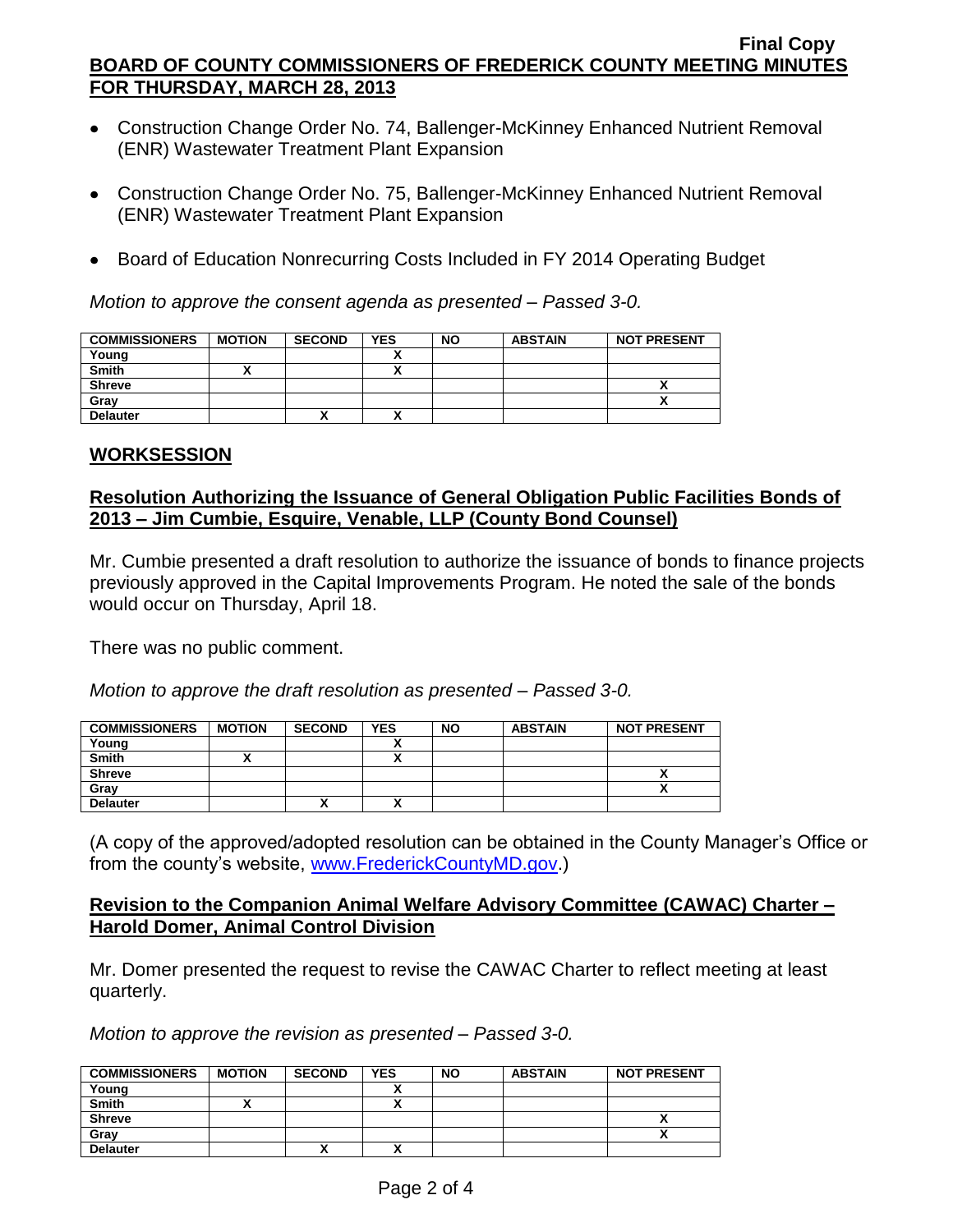- Construction Change Order No. 74, Ballenger-McKinney Enhanced Nutrient Removal (ENR) Wastewater Treatment Plant Expansion
- Construction Change Order No. 75, Ballenger-McKinney Enhanced Nutrient Removal (ENR) Wastewater Treatment Plant Expansion
- Board of Education Nonrecurring Costs Included in FY 2014 Operating Budget

*Motion to approve the consent agenda as presented – Passed 3-0.*

| COMMISSIONERS | MOTION | SECOND | YES | NO | ABSTAIN | NOT PRESENT |
|---|---|---|---|---|---|---|
| Young | | | X | | | |
| Smith | X | | X | | | |
| Shreve | | | | | | X |
| Gray | | | | | | X |
| Delauter | | X | X | | | |

## WORKSESSION

### Resolution Authorizing the Issuance of General Obligation Public Facilities Bonds of 2013 – Jim Cumbie, Esquire, Venable, LLP (County Bond Counsel)

Mr. Cumbie presented a draft resolution to authorize the issuance of bonds to finance projects previously approved in the Capital Improvements Program. He noted the sale of the bonds would occur on Thursday, April 18.

There was no public comment.

*Motion to approve the draft resolution as presented – Passed 3-0.*

| COMMISSIONERS | MOTION | SECOND | YES | NO | ABSTAIN | NOT PRESENT |
|---|---|---|---|---|---|---|
| Young | | | X | | | |
| Smith | X | | X | | | |
| Shreve | | | | | | X |
| Gray | | | | | | X |
| Delauter | | X | X | | | |

(A copy of the approved/adopted resolution can be obtained in the County Manager's Office or from the county's website, www.FrederickCountyMD.gov.)

### Revision to the Companion Animal Welfare Advisory Committee (CAWAC) Charter – Harold Domer, Animal Control Division

Mr. Domer presented the request to revise the CAWAC Charter to reflect meeting at least quarterly.

*Motion to approve the revision as presented – Passed 3-0.*

| COMMISSIONERS | MOTION | SECOND | YES | NO | ABSTAIN | NOT PRESENT |
|---|---|---|---|---|---|---|
| Young | | | X | | | |
| Smith | X | | X | | | |
| Shreve | | | | | | X |
| Gray | | | | | | X |
| Delauter | | X | X | | | |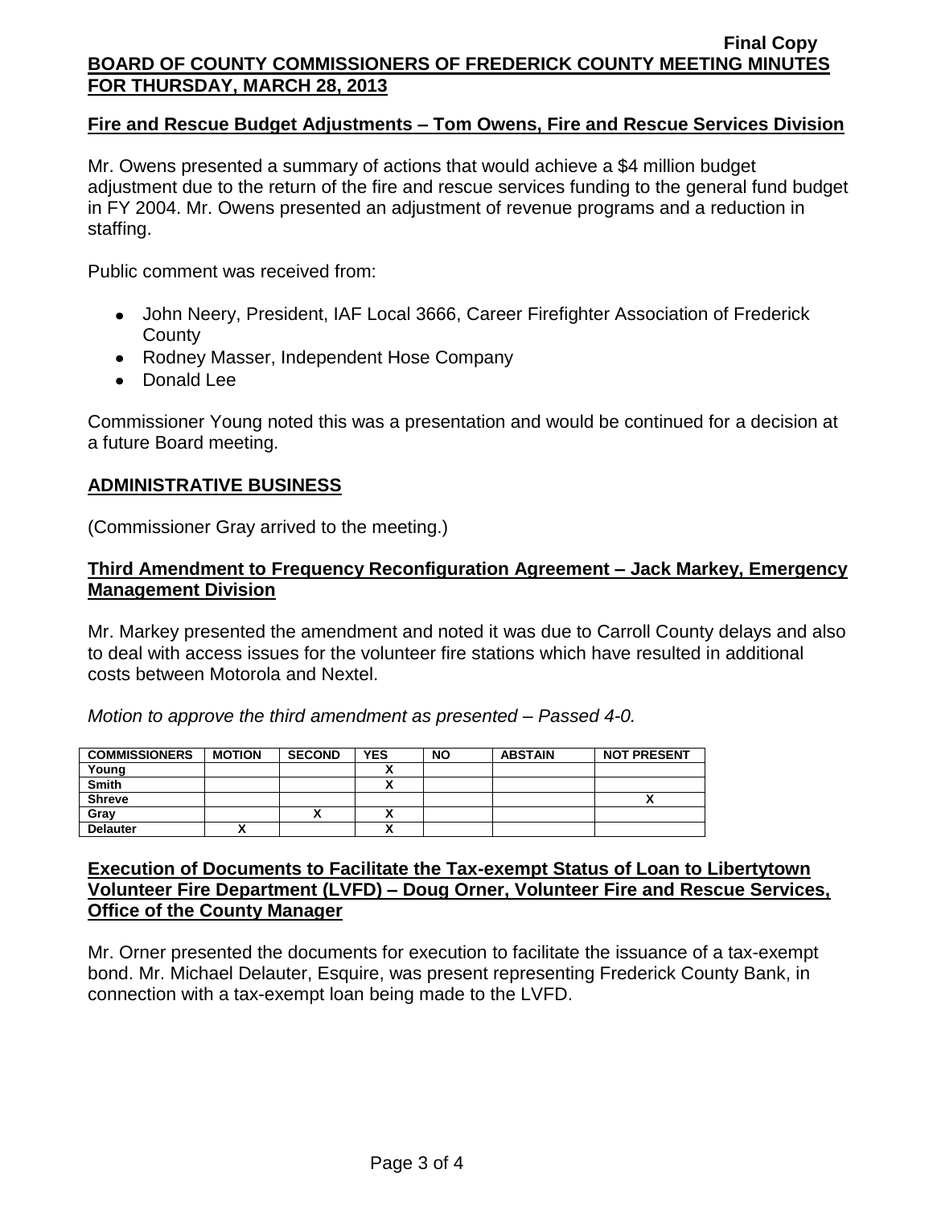## Fire and Rescue Budget Adjustments – Tom Owens, Fire and Rescue Services Division

Mr. Owens presented a summary of actions that would achieve a $4 million budget adjustment due to the return of the fire and rescue services funding to the general fund budget in FY 2004. Mr. Owens presented an adjustment of revenue programs and a reduction in staffing.

Public comment was received from:

- John Neery, President, IAF Local 3666, Career Firefighter Association of Frederick County
- Rodney Masser, Independent Hose Company
- Donald Lee

Commissioner Young noted this was a presentation and would be continued for a decision at a future Board meeting.

## ADMINISTRATIVE BUSINESS

(Commissioner Gray arrived to the meeting.)

### Third Amendment to Frequency Reconfiguration Agreement – Jack Markey, Emergency Management Division

Mr. Markey presented the amendment and noted it was due to Carroll County delays and also to deal with access issues for the volunteer fire stations which have resulted in additional costs between Motorola and Nextel.

*Motion to approve the third amendment as presented – Passed 4-0.*

| COMMISSIONERS | MOTION | SECOND | YES | NO | ABSTAIN | NOT PRESENT |
|---|---|---|---|---|---|---|
| Young | | | X | | | |
| Smith | | | X | | | |
| Shreve | | | | | | X |
| Gray | | X | X | | | |
| Delauter | X | | X | | | |

### Execution of Documents to Facilitate the Tax-exempt Status of Loan to Libertytown Volunteer Fire Department (LVFD) – Doug Orner, Volunteer Fire and Rescue Services, Office of the County Manager

Mr. Orner presented the documents for execution to facilitate the issuance of a tax-exempt bond. Mr. Michael Delauter, Esquire, was present representing Frederick County Bank, in connection with a tax-exempt loan being made to the LVFD.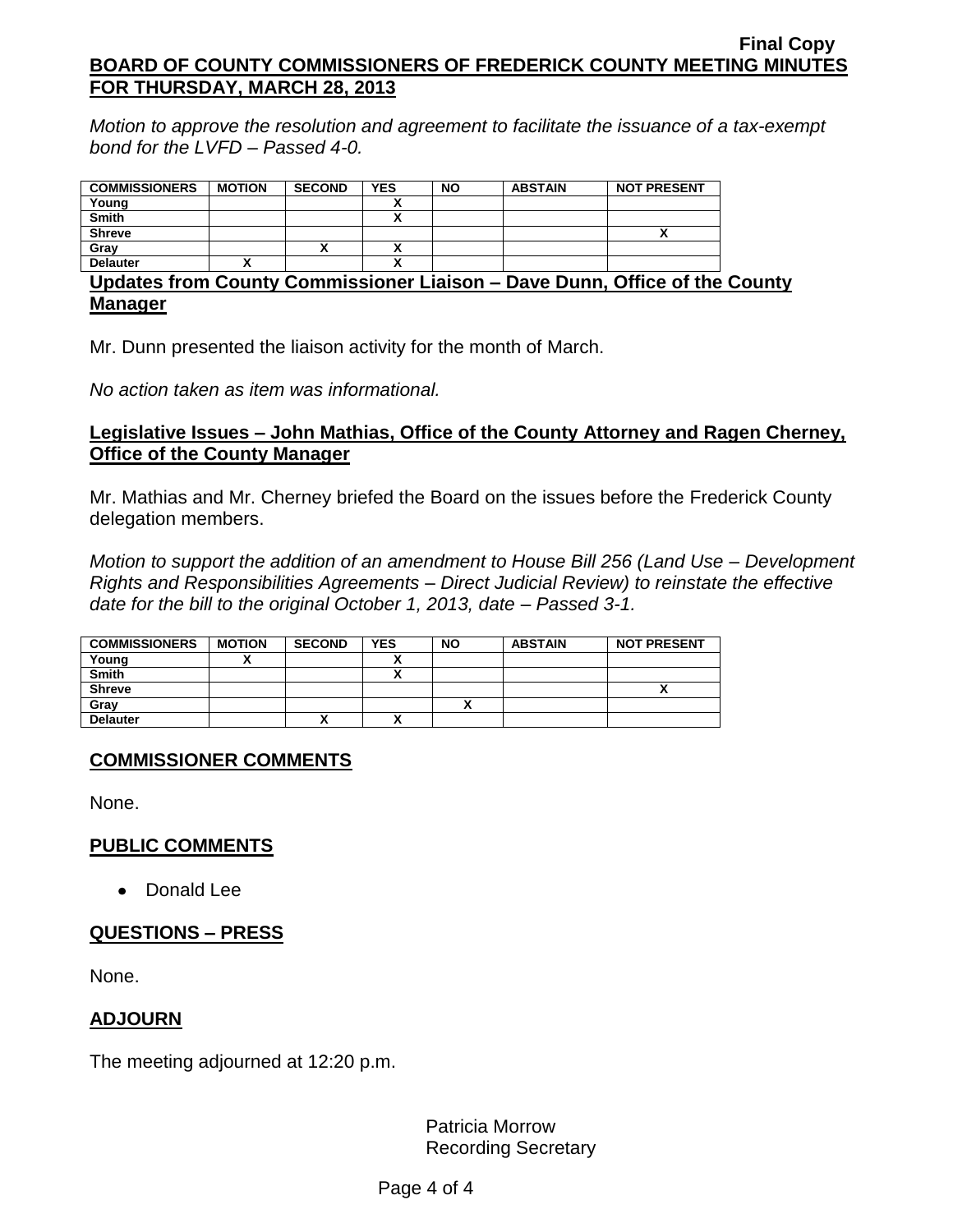*Motion to approve the resolution and agreement to facilitate the issuance of a tax-exempt bond for the LVFD – Passed 4-0.*

| COMMISSIONERS | MOTION | SECOND | YES | NO | ABSTAIN | NOT PRESENT |
|---|---|---|---|---|---|---|
| Young | | | X | | | |
| Smith | | | X | | | |
| Shreve | | | | | | X |
| Gray | | X | X | | | |
| Delauter | X | | X | | | |

## Updates from County Commissioner Liaison – Dave Dunn, Office of the County Manager

Mr. Dunn presented the liaison activity for the month of March.

*No action taken as item was informational.*

## Legislative Issues – John Mathias, Office of the County Attorney and Ragen Cherney, Office of the County Manager

Mr. Mathias and Mr. Cherney briefed the Board on the issues before the Frederick County delegation members.

*Motion to support the addition of an amendment to House Bill 256 (Land Use – Development Rights and Responsibilities Agreements – Direct Judicial Review) to reinstate the effective date for the bill to the original October 1, 2013, date – Passed 3-1.*

| COMMISSIONERS | MOTION | SECOND | YES | NO | ABSTAIN | NOT PRESENT |
|---|---|---|---|---|---|---|
| Young | X | | X | | | |
| Smith | | | X | | | |
| Shreve | | | | | | X |
| Gray | | | | X | | |
| Delauter | | X | X | | | |

## COMMISSIONER COMMENTS

None.

## PUBLIC COMMENTS

- Donald Lee

## QUESTIONS – PRESS

None.

## ADJOURN

The meeting adjourned at 12:20 p.m.

Patricia Morrow
Recording Secretary